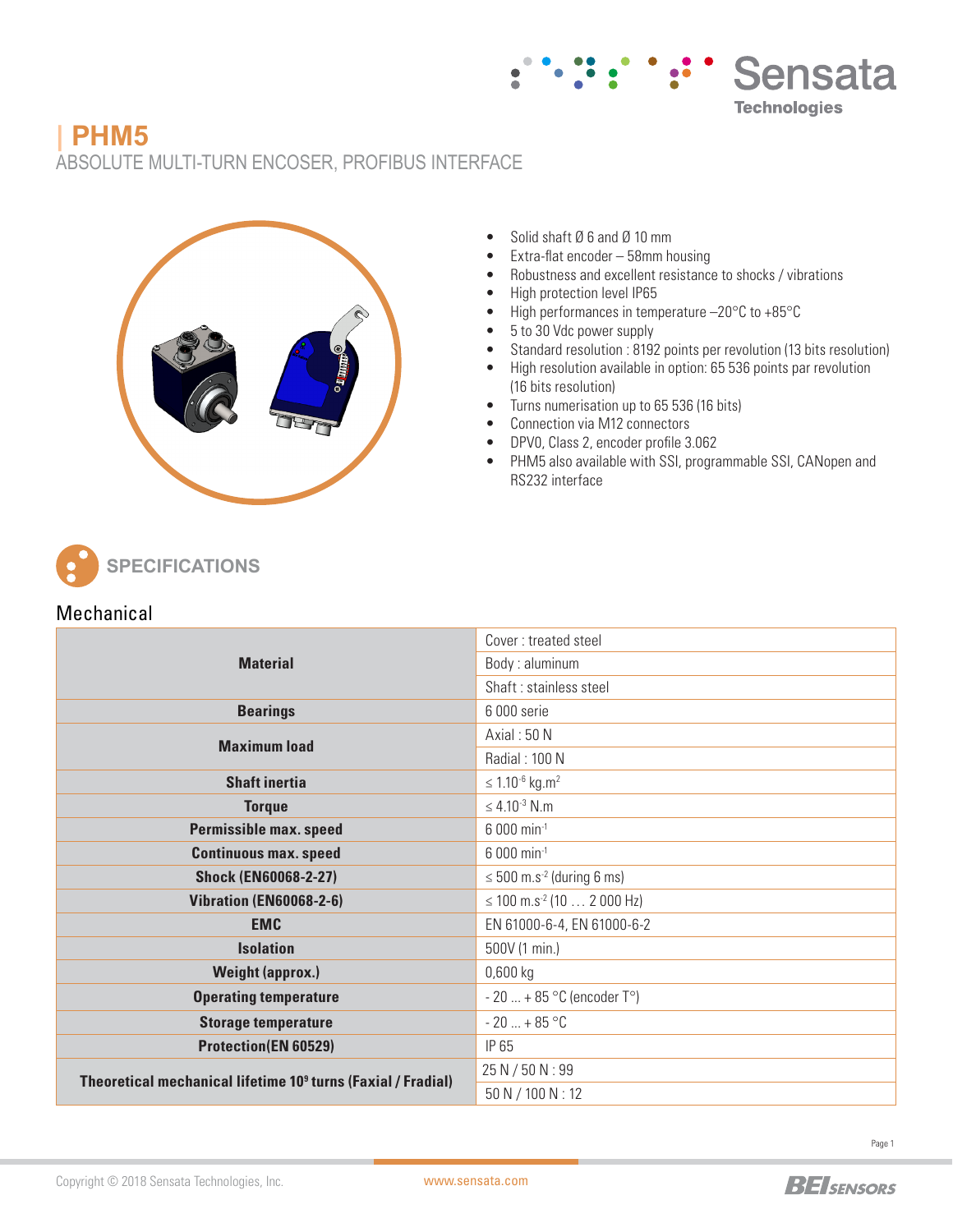# PHM5

ABSOLUTE MULTI-TURN ENCOSER, PROFIBUS INTERFACE

- Solid shaft Ø 6 and Ø 10 mm
- Extra-flat encoder – 58mm housing
- Robustness and excellent resistance to shocks / vibrations
- High protection level IP65
- High performances in temperature –20°C to +85°C
- 5 to 30 Vdc power supply
- Standard resolution : 8192 points per revolution (13 bits resolution)
- High resolution available in option: 65 536 points par revolution (16 bits resolution)
- Turns numerisation up to 65 536 (16 bits)
- Connection via M12 connectors
- DPV0, Class 2, encoder profile 3.062
- PHM5 also available with SSI, programmable SSI, CANopen and RS232 interface

## SPECIFICATIONS

### Mechanical

| | |
|---|---|
| **Material** | Cover : treated steel |
| | Body : aluminum |
| | Shaft : stainless steel |
| **Bearings** | 6 000 serie |
| **Maximum load** | Axial : 50 N |
| | Radial : 100 N |
| **Shaft inertia** | ≤ $1.10^{-6}$ kg.m$^2$ |
| **Torque** | ≤ $4.10^{-3}$ N.m |
| **Permissible max. speed** | 6 000 min$^{-1}$ |
| **Continuous max. speed** | 6 000 min$^{-1}$ |
| **Shock (EN60068-2-27)** | ≤ 500 m.s$^{-2}$ (during 6 ms) |
| **Vibration (EN60068-2-6)** | ≤ 100 m.s$^{-2}$ (10 … 2 000 Hz) |
| **EMC** | EN 61000-6-4, EN 61000-6-2 |
| **Isolation** | 500V (1 min.) |
| **Weight (approx.)** | 0,600 kg |
| **Operating temperature** | - 20 ... + 85 °C (encoder T°) |
| **Storage temperature** | - 20 ... + 85 °C |
| **Protection(EN 60529)** | IP 65 |
| **Theoretical mechanical lifetime $10^9$ turns (Faxial / Fradial)** | 25 N / 50 N : 99 |
| | 50 N / 100 N : 12 |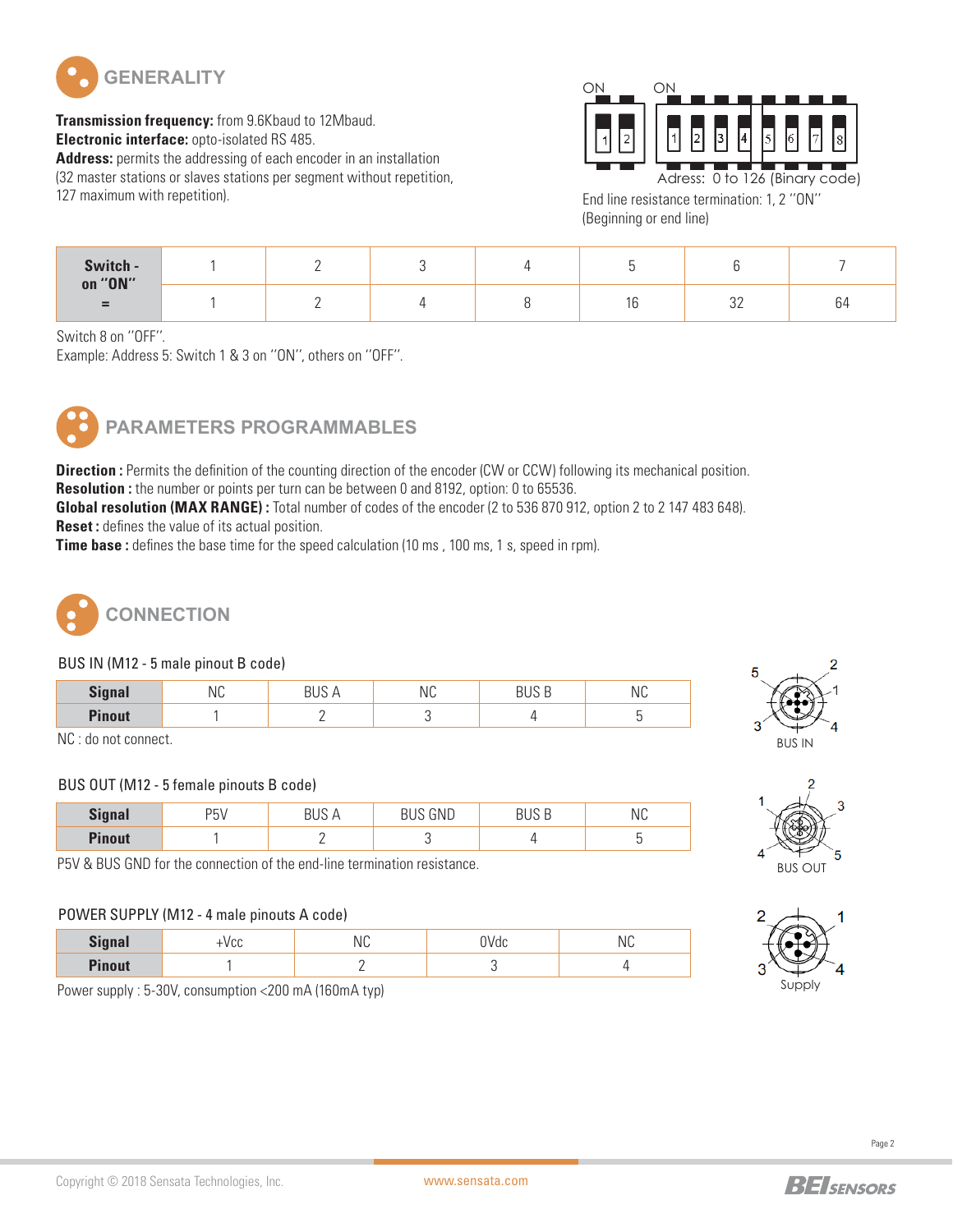## GENERALITY

**Transmission frequency:** from 9.6Kbaud to 12Mbaud.
**Electronic interface:** opto-isolated RS 485.
**Address:** permits the addressing of each encoder in an installation (32 master stations or slaves stations per segment without repetition, 127 maximum with repetition).

ON ON

1 2 | 1 2 3 4 5 6 7 8

Adress: 0 to 126 (Binary code)

End line resistance termination: 1, 2 ''ON'' (Beginning or end line)

| Switch - on ''ON'' = | 1 | 2 | 3 | 4 | 5 | 6 | 7 |
|---|---|---|---|---|---|---|---|
| | 1 | 2 | 4 | 8 | 16 | 32 | 64 |

Switch 8 on ''OFF''.
Example: Address 5: Switch 1 & 3 on ''ON'', others on ''OFF''.

## PARAMETERS PROGRAMMABLES

**Direction :** Permits the definition of the counting direction of the encoder (CW or CCW) following its mechanical position.
**Resolution :** the number or points per turn can be between 0 and 8192, option: 0 to 65536.
**Global resolution (MAX RANGE) :** Total number of codes of the encoder (2 to 536 870 912, option 2 to 2 147 483 648).
**Reset :** defines the value of its actual position.
**Time base :** defines the base time for the speed calculation (10 ms , 100 ms, 1 s, speed in rpm).

## CONNECTION

BUS IN (M12 - 5 male pinout B code)

| Signal | NC | BUS A | NC | BUS B | NC |
|---|---|---|---|---|---|
| Pinout | 1 | 2 | 3 | 4 | 5 |

NC : do not connect.

BUS IN

BUS OUT (M12 - 5 female pinouts B code)

| Signal | P5V | BUS A | BUS GND | BUS B | NC |
|---|---|---|---|---|---|
| Pinout | 1 | 2 | 3 | 4 | 5 |

P5V & BUS GND for the connection of the end-line termination resistance.

BUS OUT

POWER SUPPLY (M12 - 4 male pinouts A code)

| Signal | +Vcc | NC | 0Vdc | NC |
|---|---|---|---|---|
| Pinout | 1 | 2 | 3 | 4 |

Power supply : 5-30V, consumption <200 mA (160mA typ)

Supply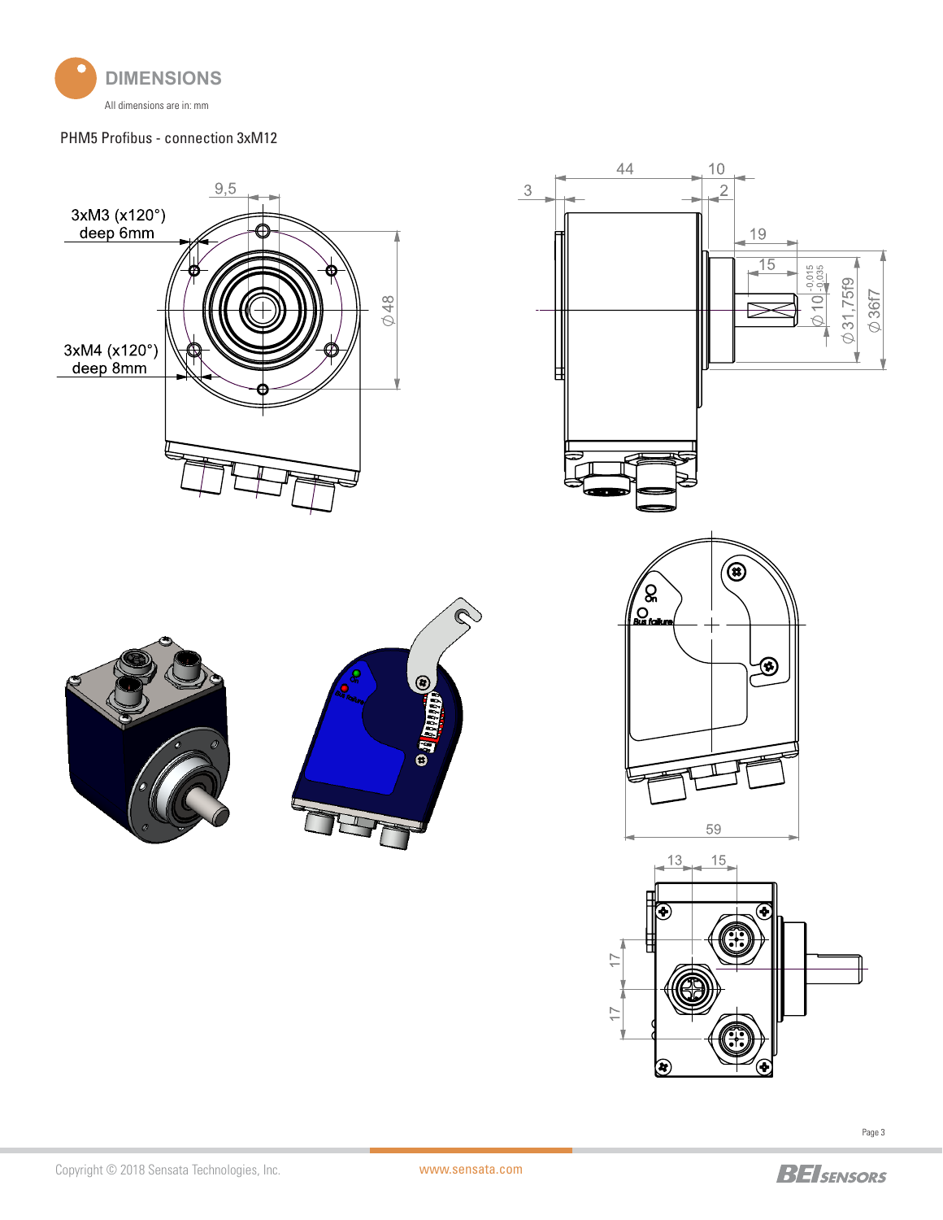# DIMENSIONS

All dimensions are in: mm

PHM5 Profibus - connection 3xM12

3xM3 (x120°) deep 6mm

3xM4 (x120°) deep 8mm

9,5

Ø48

3

44

10

2

19

15

Ø10 -0,015 -0,035

Ø31,75f9

Ø36f7

On

Bus failure

59

13

15

17

17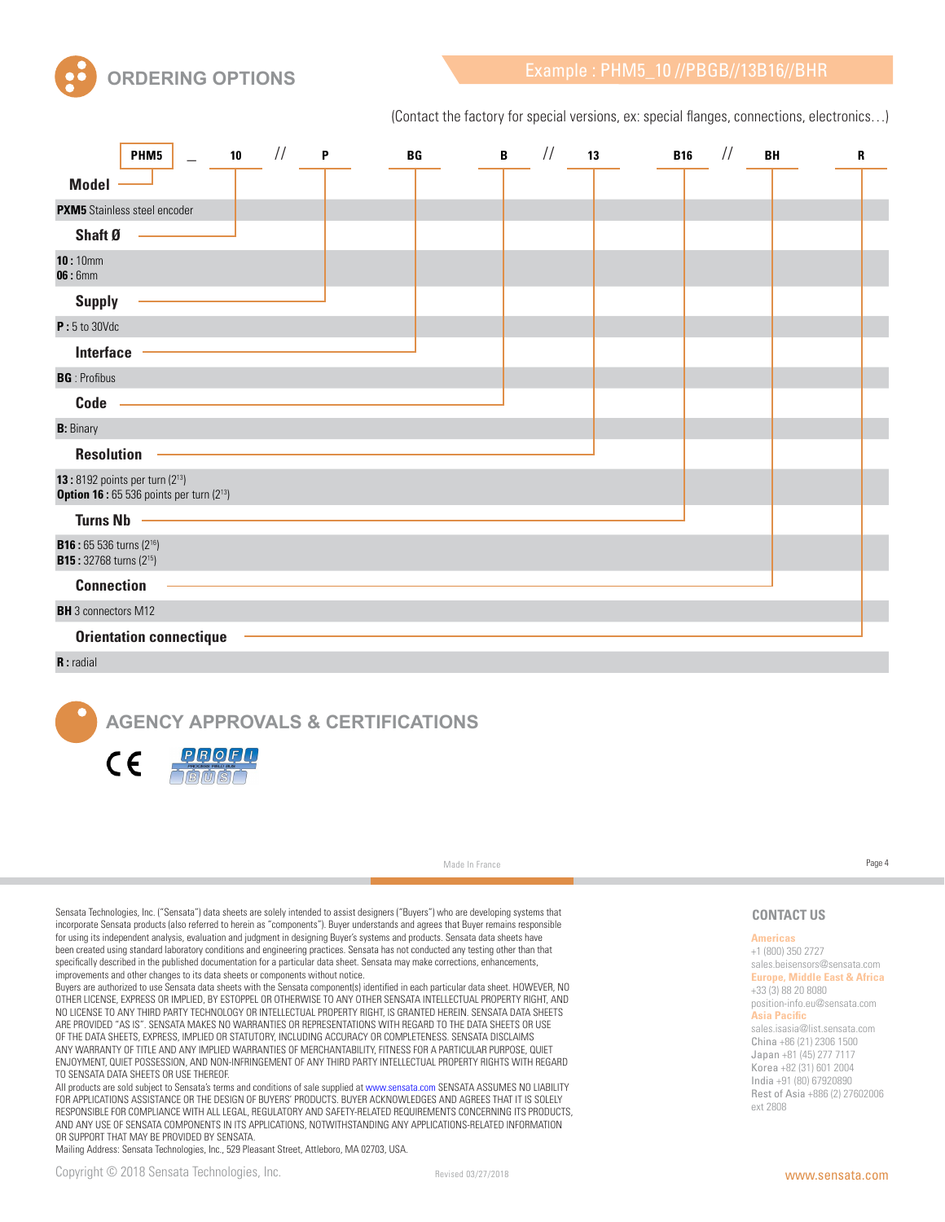## ORDERING OPTIONS

Example : PHM5_10 //PBGB//13B16//BHR

(Contact the factory for special versions, ex: special flanges, connections, electronics…)

PHM5 _ 10 // P BG B // 13 B16 // BH R

**Model**

**PXM5** Stainless steel encoder

**Shaft Ø**

**10 :** 10mm
**06 :** 6mm

**Supply**

**P :** 5 to 30Vdc

**Interface**

**BG** : Profibus

**Code**

**B:** Binary

**Resolution**

**13 :** 8192 points per turn ($2^{13}$)
**Option 16 :** 65 536 points per turn ($2^{13}$)

**Turns Nb**

**B16 :** 65 536 turns ($2^{16}$)
**B15 :** 32768 turns ($2^{15}$)

**Connection**

**BH** 3 connectors M12

**Orientation connectique**

**R :** radial

## AGENCY APPROVALS & CERTIFICATIONS

CE PROFIBUS

Made In France

Sensata Technologies, Inc. ("Sensata") data sheets are solely intended to assist designers ("Buyers") who are developing systems that incorporate Sensata products (also referred to herein as "components"). Buyer understands and agrees that Buyer remains responsible for using its independent analysis, evaluation and judgment in designing Buyer's systems and products. Sensata data sheets have been created using standard laboratory conditions and engineering practices. Sensata has not conducted any testing other than that specifically described in the published documentation for a particular data sheet. Sensata may make corrections, enhancements, improvements and other changes to its data sheets or components without notice.

Buyers are authorized to use Sensata data sheets with the Sensata component(s) identified in each particular data sheet. HOWEVER, NO OTHER LICENSE, EXPRESS OR IMPLIED, BY ESTOPPEL OR OTHERWISE TO ANY OTHER SENSATA INTELLECTUAL PROPERTY RIGHT, AND NO LICENSE TO ANY THIRD PARTY TECHNOLOGY OR INTELLECTUAL PROPERTY RIGHT, IS GRANTED HEREIN. SENSATA DATA SHEETS ARE PROVIDED "AS IS". SENSATA MAKES NO WARRANTIES OR REPRESENTATIONS WITH REGARD TO THE DATA SHEETS OR USE OF THE DATA SHEETS, EXPRESS, IMPLIED OR STATUTORY, INCLUDING ACCURACY OR COMPLETENESS. SENSATA DISCLAIMS ANY WARRANTY OF TITLE AND ANY IMPLIED WARRANTIES OF MERCHANTABILITY, FITNESS FOR A PARTICULAR PURPOSE, QUIET ENJOYMENT, QUIET POSSESSION, AND NON-INFRINGEMENT OF ANY THIRD PARTY INTELLECTUAL PROPERTY RIGHTS WITH REGARD TO SENSATA DATA SHEETS OR USE THEREOF.

All products are sold subject to Sensata's terms and conditions of sale supplied at www.sensata.com SENSATA ASSUMES NO LIABILITY FOR APPLICATIONS ASSISTANCE OR THE DESIGN OF BUYERS' PRODUCTS. BUYER ACKNOWLEDGES AND AGREES THAT IT IS SOLELY RESPONSIBLE FOR COMPLIANCE WITH ALL LEGAL, REGULATORY AND SAFETY-RELATED REQUIREMENTS CONCERNING ITS PRODUCTS, AND ANY USE OF SENSATA COMPONENTS IN ITS APPLICATIONS, NOTWITHSTANDING ANY APPLICATIONS-RELATED INFORMATION OR SUPPORT THAT MAY BE PROVIDED BY SENSATA.

Mailing Address: Sensata Technologies, Inc., 529 Pleasant Street, Attleboro, MA 02703, USA.

### CONTACT US

**Americas**
+1 (800) 350 2727
sales.beisensors@sensata.com

**Europe, Middle East & Africa**
+33 (3) 88 20 8080
position-info.eu@sensata.com

**Asia Pacific**
sales.isasia@list.sensata.com
China +86 (21) 2306 1500
Japan +81 (45) 277 7117
Korea +82 (31) 601 2004
India +91 (80) 67920890
Rest of Asia +886 (2) 27602006 ext 2808

Copyright © 2018 Sensata Technologies, Inc.

Revised 03/27/2018

www.sensata.com